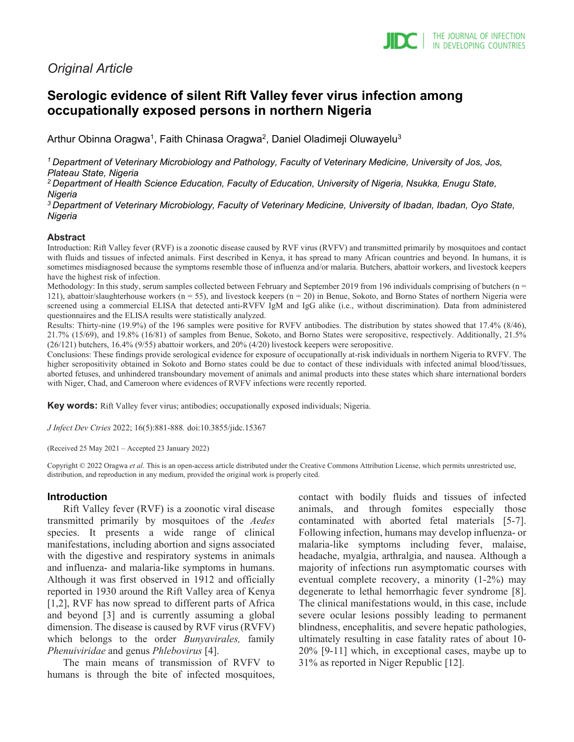*Original Article*

# Serologic evidence of silent Rift Valley fever virus infection among occupationally exposed persons in northern Nigeria

Arthur Obinna Oragwa[1], Faith Chinasa Oragwa[2], Daniel Oladimeji Oluwayelu[3]

[1] *Department of Veterinary Microbiology and Pathology, Faculty of Veterinary Medicine, University of Jos, Jos, Plateau State, Nigeria*
[2] *Department of Health Science Education, Faculty of Education, University of Nigeria, Nsukka, Enugu State, Nigeria*
[3] *Department of Veterinary Microbiology, Faculty of Veterinary Medicine, University of Ibadan, Ibadan, Oyo State, Nigeria*

## Abstract

Introduction: Rift Valley fever (RVF) is a zoonotic disease caused by RVF virus (RVFV) and transmitted primarily by mosquitoes and contact with fluids and tissues of infected animals. First described in Kenya, it has spread to many African countries and beyond. In humans, it is sometimes misdiagnosed because the symptoms resemble those of influenza and/or malaria. Butchers, abattoir workers, and livestock keepers have the highest risk of infection.

Methodology: In this study, serum samples collected between February and September 2019 from 196 individuals comprising of butchers (n = 121), abattoir/slaughterhouse workers (n = 55), and livestock keepers (n = 20) in Benue, Sokoto, and Borno States of northern Nigeria were screened using a commercial ELISA that detected anti-RVFV IgM and IgG alike (i.e., without discrimination). Data from administered questionnaires and the ELISA results were statistically analyzed.

Results: Thirty-nine (19.9%) of the 196 samples were positive for RVFV antibodies. The distribution by states showed that 17.4% (8/46), 21.7% (15/69), and 19.8% (16/81) of samples from Benue, Sokoto, and Borno States were seropositive, respectively. Additionally, 21.5% (26/121) butchers, 16.4% (9/55) abattoir workers, and 20% (4/20) livestock keepers were seropositive.

Conclusions: These findings provide serological evidence for exposure of occupationally at-risk individuals in northern Nigeria to RVFV. The higher seropositivity obtained in Sokoto and Borno states could be due to contact of these individuals with infected animal blood/tissues, aborted fetuses, and unhindered transboundary movement of animals and animal products into these states which share international borders with Niger, Chad, and Cameroon where evidences of RVFV infections were recently reported.

**Key words:** Rift Valley fever virus; antibodies; occupationally exposed individuals; Nigeria.

*J Infect Dev Ctries* 2022; 16(5):881-888. doi:10.3855/jidc.15367

(Received 25 May 2021 – Accepted 23 January 2022)

Copyright © 2022 Oragwa *et al*. This is an open-access article distributed under the Creative Commons Attribution License, which permits unrestricted use, distribution, and reproduction in any medium, provided the original work is properly cited.

## Introduction

Rift Valley fever (RVF) is a zoonotic viral disease transmitted primarily by mosquitoes of the *Aedes* species. It presents a wide range of clinical manifestations, including abortion and signs associated with the digestive and respiratory systems in animals and influenza- and malaria-like symptoms in humans. Although it was first observed in 1912 and officially reported in 1930 around the Rift Valley area of Kenya [1,2], RVF has now spread to different parts of Africa and beyond [3] and is currently assuming a global dimension. The disease is caused by RVF virus (RVFV) which belongs to the order *Bunyavirales,* family *Phenuiviridae* and genus *Phlebovirus* [4].

The main means of transmission of RVFV to humans is through the bite of infected mosquitoes, contact with bodily fluids and tissues of infected animals, and through fomites especially those contaminated with aborted fetal materials [5-7]. Following infection, humans may develop influenza- or malaria-like symptoms including fever, malaise, headache, myalgia, arthralgia, and nausea. Although a majority of infections run asymptomatic courses with eventual complete recovery, a minority (1-2%) may degenerate to lethal hemorrhagic fever syndrome [8]. The clinical manifestations would, in this case, include severe ocular lesions possibly leading to permanent blindness, encephalitis, and severe hepatic pathologies, ultimately resulting in case fatality rates of about 10-20% [9-11] which, in exceptional cases, maybe up to 31% as reported in Niger Republic [12].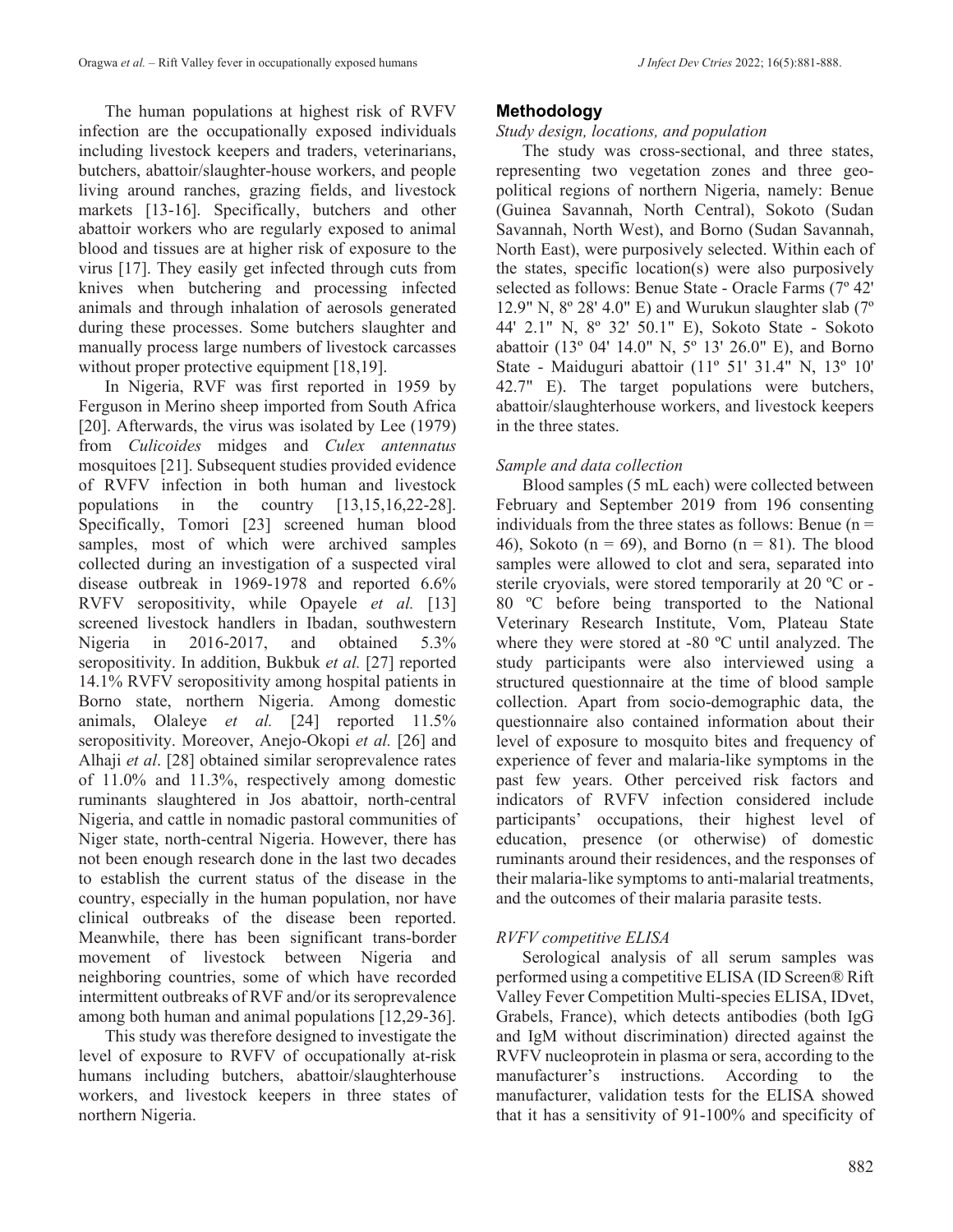The human populations at highest risk of RVFV infection are the occupationally exposed individuals including livestock keepers and traders, veterinarians, butchers, abattoir/slaughter-house workers, and people living around ranches, grazing fields, and livestock markets [13-16]. Specifically, butchers and other abattoir workers who are regularly exposed to animal blood and tissues are at higher risk of exposure to the virus [17]. They easily get infected through cuts from knives when butchering and processing infected animals and through inhalation of aerosols generated during these processes. Some butchers slaughter and manually process large numbers of livestock carcasses without proper protective equipment [18,19].

In Nigeria, RVF was first reported in 1959 by Ferguson in Merino sheep imported from South Africa [20]. Afterwards, the virus was isolated by Lee (1979) from *Culicoides* midges and *Culex antennatus* mosquitoes [21]. Subsequent studies provided evidence of RVFV infection in both human and livestock populations in the country [13,15,16,22-28]. Specifically, Tomori [23] screened human blood samples, most of which were archived samples collected during an investigation of a suspected viral disease outbreak in 1969-1978 and reported 6.6% RVFV seropositivity, while Opayele *et al.* [13] screened livestock handlers in Ibadan, southwestern Nigeria in 2016-2017, and obtained 5.3% seropositivity. In addition, Bukbuk *et al.* [27] reported 14.1% RVFV seropositivity among hospital patients in Borno state, northern Nigeria. Among domestic animals, Olaleye *et al.* [24] reported 11.5% seropositivity. Moreover, Anejo-Okopi *et al.* [26] and Alhaji *et al*. [28] obtained similar seroprevalence rates of 11.0% and 11.3%, respectively among domestic ruminants slaughtered in Jos abattoir, north-central Nigeria, and cattle in nomadic pastoral communities of Niger state, north-central Nigeria. However, there has not been enough research done in the last two decades to establish the current status of the disease in the country, especially in the human population, nor have clinical outbreaks of the disease been reported. Meanwhile, there has been significant trans-border movement of livestock between Nigeria and neighboring countries, some of which have recorded intermittent outbreaks of RVF and/or its seroprevalence among both human and animal populations [12,29-36].

This study was therefore designed to investigate the level of exposure to RVFV of occupationally at-risk humans including butchers, abattoir/slaughterhouse workers, and livestock keepers in three states of northern Nigeria.

## Methodology

### *Study design, locations, and population*

The study was cross-sectional, and three states, representing two vegetation zones and three geo-political regions of northern Nigeria, namely: Benue (Guinea Savannah, North Central), Sokoto (Sudan Savannah, North West), and Borno (Sudan Savannah, North East), were purposively selected. Within each of the states, specific location(s) were also purposively selected as follows: Benue State - Oracle Farms (7º 42' 12.9" N, 8º 28' 4.0" E) and Wurukun slaughter slab (7º 44' 2.1" N, 8º 32' 50.1" E), Sokoto State - Sokoto abattoir (13º 04' 14.0" N, 5º 13' 26.0" E), and Borno State - Maiduguri abattoir (11º 51' 31.4" N, 13º 10' 42.7" E). The target populations were butchers, abattoir/slaughterhouse workers, and livestock keepers in the three states.

### *Sample and data collection*

Blood samples (5 mL each) were collected between February and September 2019 from 196 consenting individuals from the three states as follows: Benue (n = 46), Sokoto (n = 69), and Borno (n = 81). The blood samples were allowed to clot and sera, separated into sterile cryovials, were stored temporarily at 20 ºC or -80 ºC before being transported to the National Veterinary Research Institute, Vom, Plateau State where they were stored at -80 ºC until analyzed. The study participants were also interviewed using a structured questionnaire at the time of blood sample collection. Apart from socio-demographic data, the questionnaire also contained information about their level of exposure to mosquito bites and frequency of experience of fever and malaria-like symptoms in the past few years. Other perceived risk factors and indicators of RVFV infection considered include participants' occupations, their highest level of education, presence (or otherwise) of domestic ruminants around their residences, and the responses of their malaria-like symptoms to anti-malarial treatments, and the outcomes of their malaria parasite tests.

### *RVFV competitive ELISA*

Serological analysis of all serum samples was performed using a competitive ELISA (ID Screen® Rift Valley Fever Competition Multi-species ELISA, IDvet, Grabels, France), which detects antibodies (both IgG and IgM without discrimination) directed against the RVFV nucleoprotein in plasma or sera, according to the manufacturer's instructions. According to the manufacturer, validation tests for the ELISA showed that it has a sensitivity of 91-100% and specificity of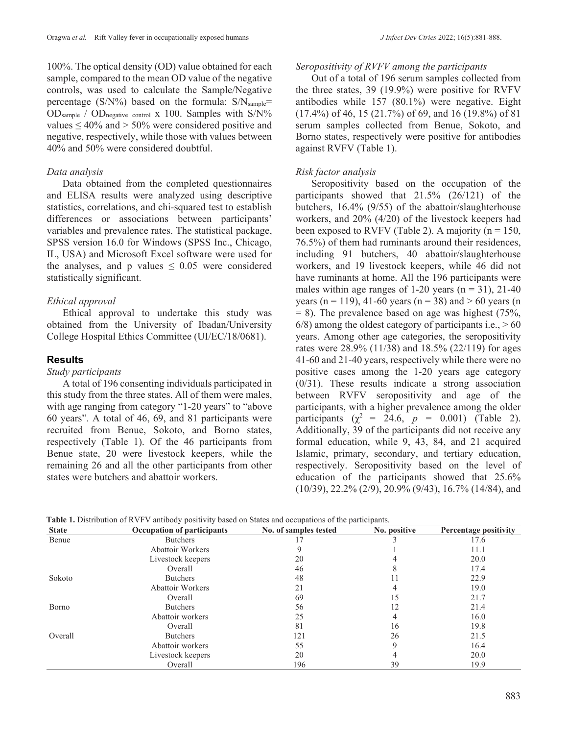100%. The optical density (OD) value obtained for each sample, compared to the mean OD value of the negative controls, was used to calculate the Sample/Negative percentage (S/N%) based on the formula: $S/N_{sample} = OD_{sample} / OD_{negative\ control} \times 100$. Samples with S/N% values ≤ 40% and > 50% were considered positive and negative, respectively, while those with values between 40% and 50% were considered doubtful.

*Data analysis*

Data obtained from the completed questionnaires and ELISA results were analyzed using descriptive statistics, correlations, and chi-squared test to establish differences or associations between participants' variables and prevalence rates. The statistical package, SPSS version 16.0 for Windows (SPSS Inc., Chicago, IL, USA) and Microsoft Excel software were used for the analyses, and p values ≤ 0.05 were considered statistically significant.

*Ethical approval*

Ethical approval to undertake this study was obtained from the University of Ibadan/University College Hospital Ethics Committee (UI/EC/18/0681).

## Results

*Study participants*

A total of 196 consenting individuals participated in this study from the three states. All of them were males, with age ranging from category "1-20 years" to "above 60 years". A total of 46, 69, and 81 participants were recruited from Benue, Sokoto, and Borno states, respectively (Table 1). Of the 46 participants from Benue state, 20 were livestock keepers, while the remaining 26 and all the other participants from other states were butchers and abattoir workers.

*Seropositivity of RVFV among the participants*

Out of a total of 196 serum samples collected from the three states, 39 (19.9%) were positive for RVFV antibodies while 157 (80.1%) were negative. Eight (17.4%) of 46, 15 (21.7%) of 69, and 16 (19.8%) of 81 serum samples collected from Benue, Sokoto, and Borno states, respectively were positive for antibodies against RVFV (Table 1).

*Risk factor analysis*

Seropositivity based on the occupation of the participants showed that 21.5% (26/121) of the butchers, 16.4% (9/55) of the abattoir/slaughterhouse workers, and 20% (4/20) of the livestock keepers had been exposed to RVFV (Table 2). A majority (n = 150, 76.5%) of them had ruminants around their residences, including 91 butchers, 40 abattoir/slaughterhouse workers, and 19 livestock keepers, while 46 did not have ruminants at home. All the 196 participants were males within age ranges of 1-20 years (n = 31), 21-40 years (n = 119), 41-60 years (n = 38) and > 60 years (n = 8). The prevalence based on age was highest (75%, 6/8) among the oldest category of participants i.e., > 60 years. Among other age categories, the seropositivity rates were 28.9% (11/38) and 18.5% (22/119) for ages 41-60 and 21-40 years, respectively while there were no positive cases among the 1-20 years age category (0/31). These results indicate a strong association between RVFV seropositivity and age of the participants, with a higher prevalence among the older participants ($\chi^2 = 24.6$, $p = 0.001$) (Table 2). Additionally, 39 of the participants did not receive any formal education, while 9, 43, 84, and 21 acquired Islamic, primary, secondary, and tertiary education, respectively. Seropositivity based on the level of education of the participants showed that 25.6% (10/39), 22.2% (2/9), 20.9% (9/43), 16.7% (14/84), and

**Table 1.** Distribution of RVFV antibody positivity based on States and occupations of the participants.

| State | Occupation of participants | No. of samples tested | No. positive | Percentage positivity |
|---|---|---|---|---|
| Benue | Butchers | 17 | 3 | 17.6 |
| | Abattoir Workers | 9 | 1 | 11.1 |
| | Livestock keepers | 20 | 4 | 20.0 |
| | Overall | 46 | 8 | 17.4 |
| Sokoto | Butchers | 48 | 11 | 22.9 |
| | Abattoir Workers | 21 | 4 | 19.0 |
| | Overall | 69 | 15 | 21.7 |
| Borno | Butchers | 56 | 12 | 21.4 |
| | Abattoir workers | 25 | 4 | 16.0 |
| | Overall | 81 | 16 | 19.8 |
| Overall | Butchers | 121 | 26 | 21.5 |
| | Abattoir workers | 55 | 9 | 16.4 |
| | Livestock keepers | 20 | 4 | 20.0 |
| | Overall | 196 | 39 | 19.9 |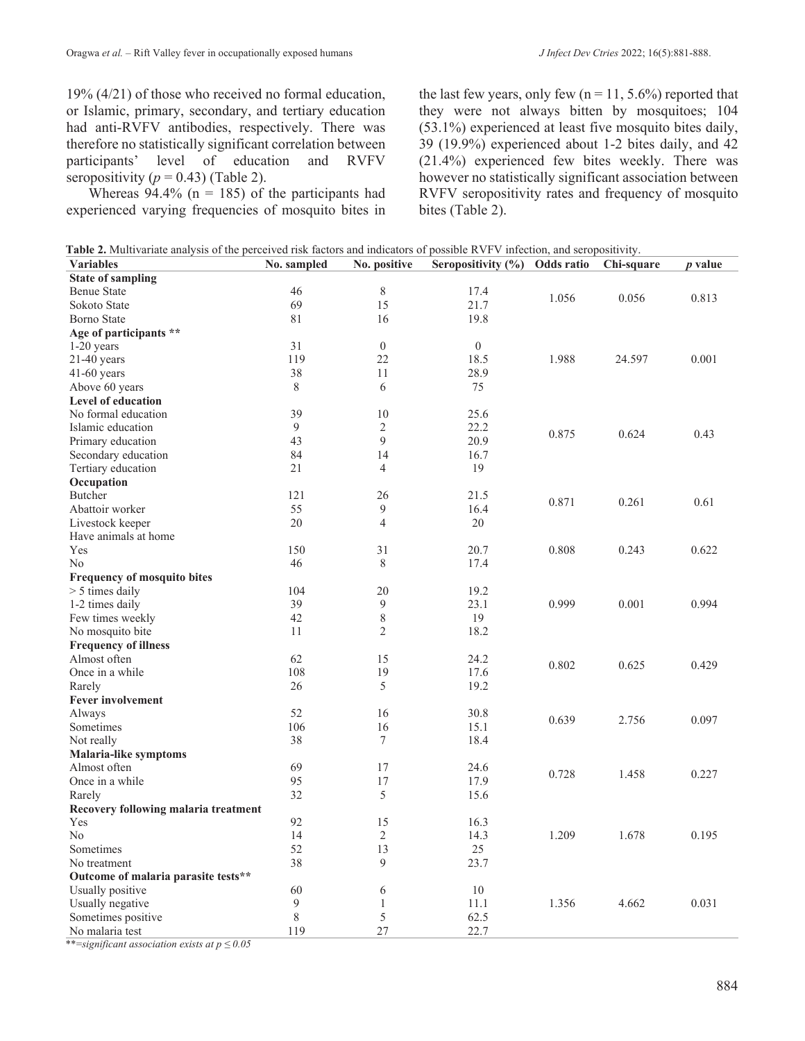19% (4/21) of those who received no formal education, or Islamic, primary, secondary, and tertiary education had anti-RVFV antibodies, respectively. There was therefore no statistically significant correlation between participants' level of education and RVFV seropositivity ($p = 0.43$) (Table 2).

Whereas 94.4% (n = 185) of the participants had experienced varying frequencies of mosquito bites in the last few years, only few (n = 11, 5.6%) reported that they were not always bitten by mosquitoes; 104 (53.1%) experienced at least five mosquito bites daily, 39 (19.9%) experienced about 1-2 bites daily, and 42 (21.4%) experienced few bites weekly. There was however no statistically significant association between RVFV seropositivity rates and frequency of mosquito bites (Table 2).

**Table 2.** Multivariate analysis of the perceived risk factors and indicators of possible RVFV infection, and seropositivity.

| Variables | No. sampled | No. positive | Seropositivity (%) | Odds ratio | Chi-square | *p* value |
|---|---|---|---|---|---|---|
| **State of sampling** | | | | | | |
| Benue State | 46 | 8 | 17.4 | 1.056 | 0.056 | 0.813 |
| Sokoto State | 69 | 15 | 21.7 | | | |
| Borno State | 81 | 16 | 19.8 | | | |
| **Age of participants \*\*** | | | | | | |
| 1-20 years | 31 | 0 | 0 | 1.988 | 24.597 | 0.001 |
| 21-40 years | 119 | 22 | 18.5 | | | |
| 41-60 years | 38 | 11 | 28.9 | | | |
| Above 60 years | 8 | 6 | 75 | | | |
| **Level of education** | | | | | | |
| No formal education | 39 | 10 | 25.6 | 0.875 | 0.624 | 0.43 |
| Islamic education | 9 | 2 | 22.2 | | | |
| Primary education | 43 | 9 | 20.9 | | | |
| Secondary education | 84 | 14 | 16.7 | | | |
| Tertiary education | 21 | 4 | 19 | | | |
| **Occupation** | | | | | | |
| Butcher | 121 | 26 | 21.5 | 0.871 | 0.261 | 0.61 |
| Abattoir worker | 55 | 9 | 16.4 | | | |
| Livestock keeper | 20 | 4 | 20 | | | |
| Have animals at home | | | | | | |
| Yes | 150 | 31 | 20.7 | 0.808 | 0.243 | 0.622 |
| No | 46 | 8 | 17.4 | | | |
| **Frequency of mosquito bites** | | | | | | |
| > 5 times daily | 104 | 20 | 19.2 | 0.999 | 0.001 | 0.994 |
| 1-2 times daily | 39 | 9 | 23.1 | | | |
| Few times weekly | 42 | 8 | 19 | | | |
| No mosquito bite | 11 | 2 | 18.2 | | | |
| **Frequency of illness** | | | | | | |
| Almost often | 62 | 15 | 24.2 | 0.802 | 0.625 | 0.429 |
| Once in a while | 108 | 19 | 17.6 | | | |
| Rarely | 26 | 5 | 19.2 | | | |
| **Fever involvement** | | | | | | |
| Always | 52 | 16 | 30.8 | 0.639 | 2.756 | 0.097 |
| Sometimes | 106 | 16 | 15.1 | | | |
| Not really | 38 | 7 | 18.4 | | | |
| **Malaria-like symptoms** | | | | | | |
| Almost often | 69 | 17 | 24.6 | 0.728 | 1.458 | 0.227 |
| Once in a while | 95 | 17 | 17.9 | | | |
| Rarely | 32 | 5 | 15.6 | | | |
| **Recovery following malaria treatment** | | | | | | |
| Yes | 92 | 15 | 16.3 | 1.209 | 1.678 | 0.195 |
| No | 14 | 2 | 14.3 | | | |
| Sometimes | 52 | 13 | 25 | | | |
| No treatment | 38 | 9 | 23.7 | | | |
| **Outcome of malaria parasite tests\*\*** | | | | | | |
| Usually positive | 60 | 6 | 10 | 1.356 | 4.662 | 0.031 |
| Usually negative | 9 | 1 | 11.1 | | | |
| Sometimes positive | 8 | 5 | 62.5 | | | |
| No malaria test | 119 | 27 | 22.7 | | | |

*\*\*=significant association exists at $p \leq 0.05$*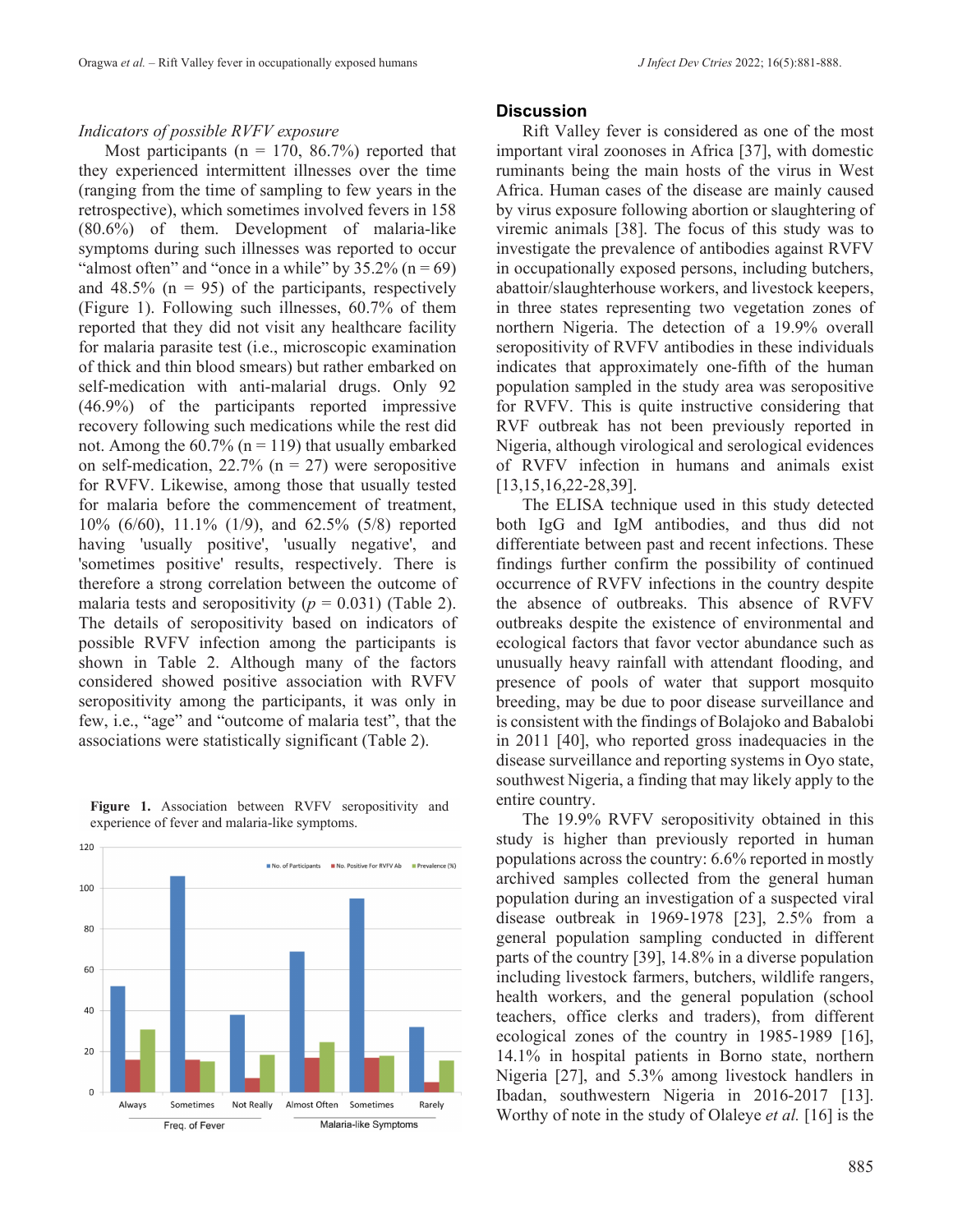*Indicators of possible RVFV exposure*

Most participants (n = 170, 86.7%) reported that they experienced intermittent illnesses over the time (ranging from the time of sampling to few years in the retrospective), which sometimes involved fevers in 158 (80.6%) of them. Development of malaria-like symptoms during such illnesses was reported to occur "almost often" and "once in a while" by 35.2% (n = 69) and 48.5% (n = 95) of the participants, respectively (Figure 1). Following such illnesses, 60.7% of them reported that they did not visit any healthcare facility for malaria parasite test (i.e., microscopic examination of thick and thin blood smears) but rather embarked on self-medication with anti-malarial drugs. Only 92 (46.9%) of the participants reported impressive recovery following such medications while the rest did not. Among the 60.7% (n = 119) that usually embarked on self-medication, 22.7% (n = 27) were seropositive for RVFV. Likewise, among those that usually tested for malaria before the commencement of treatment, 10% (6/60), 11.1% (1/9), and 62.5% (5/8) reported having 'usually positive', 'usually negative', and 'sometimes positive' results, respectively. There is therefore a strong correlation between the outcome of malaria tests and seropositivity ($p = 0.031$) (Table 2). The details of seropositivity based on indicators of possible RVFV infection among the participants is shown in Table 2. Although many of the factors considered showed positive association with RVFV seropositivity among the participants, it was only in few, i.e., "age" and "outcome of malaria test", that the associations were statistically significant (Table 2).

**Figure 1.** Association between RVFV seropositivity and experience of fever and malaria-like symptoms.

## Discussion

Rift Valley fever is considered as one of the most important viral zoonoses in Africa [37], with domestic ruminants being the main hosts of the virus in West Africa. Human cases of the disease are mainly caused by virus exposure following abortion or slaughtering of viremic animals [38]. The focus of this study was to investigate the prevalence of antibodies against RVFV in occupationally exposed persons, including butchers, abattoir/slaughterhouse workers, and livestock keepers, in three states representing two vegetation zones of northern Nigeria. The detection of a 19.9% overall seropositivity of RVFV antibodies in these individuals indicates that approximately one-fifth of the human population sampled in the study area was seropositive for RVFV. This is quite instructive considering that RVF outbreak has not been previously reported in Nigeria, although virological and serological evidences of RVFV infection in humans and animals exist [13,15,16,22-28,39].

The ELISA technique used in this study detected both IgG and IgM antibodies, and thus did not differentiate between past and recent infections. These findings further confirm the possibility of continued occurrence of RVFV infections in the country despite the absence of outbreaks. This absence of RVFV outbreaks despite the existence of environmental and ecological factors that favor vector abundance such as unusually heavy rainfall with attendant flooding, and presence of pools of water that support mosquito breeding, may be due to poor disease surveillance and is consistent with the findings of Bolajoko and Babalobi in 2011 [40], who reported gross inadequacies in the disease surveillance and reporting systems in Oyo state, southwest Nigeria, a finding that may likely apply to the entire country.

The 19.9% RVFV seropositivity obtained in this study is higher than previously reported in human populations across the country: 6.6% reported in mostly archived samples collected from the general human population during an investigation of a suspected viral disease outbreak in 1969-1978 [23], 2.5% from a general population sampling conducted in different parts of the country [39], 14.8% in a diverse population including livestock farmers, butchers, wildlife rangers, health workers, and the general population (school teachers, office clerks and traders), from different ecological zones of the country in 1985-1989 [16], 14.1% in hospital patients in Borno state, northern Nigeria [27], and 5.3% among livestock handlers in Ibadan, southwestern Nigeria in 2016-2017 [13]. Worthy of note in the study of Olaleye *et al.* [16] is the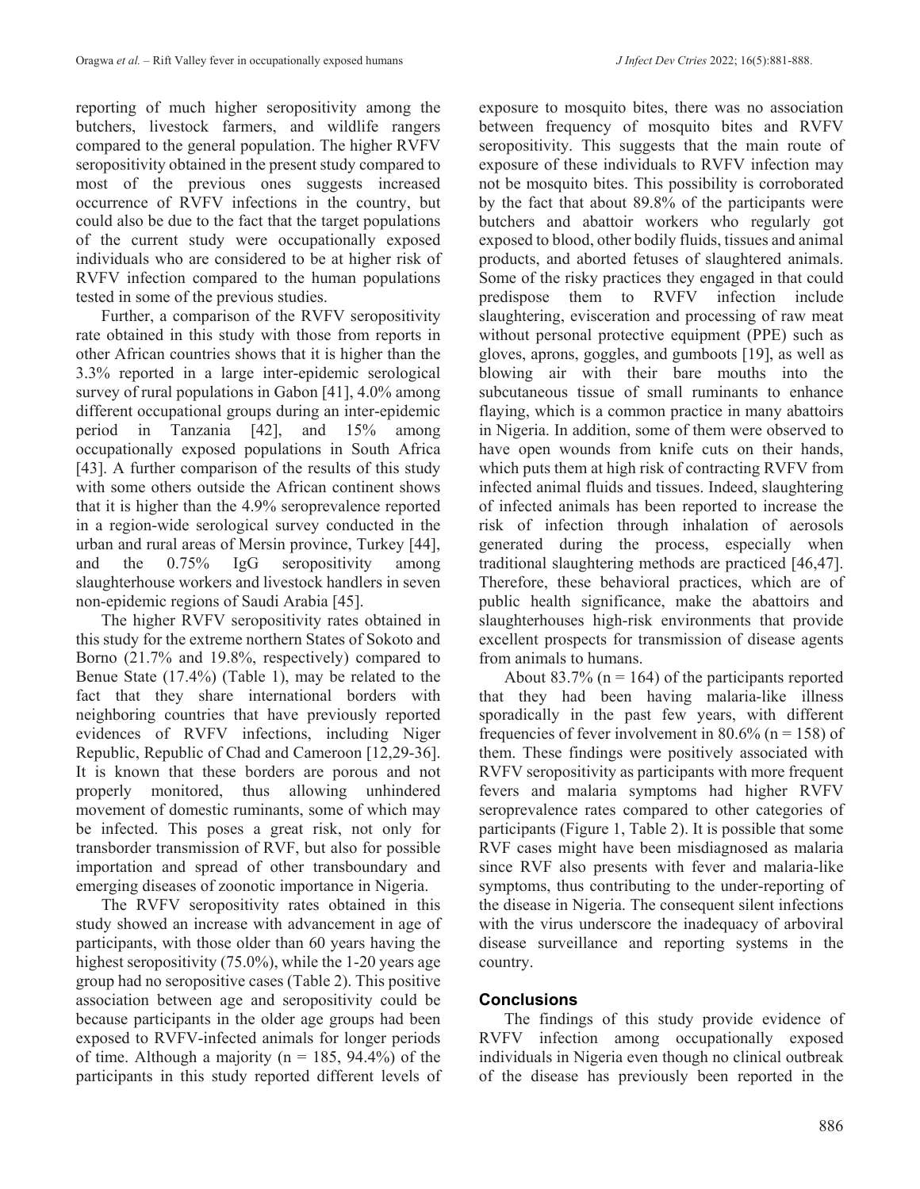reporting of much higher seropositivity among the butchers, livestock farmers, and wildlife rangers compared to the general population. The higher RVFV seropositivity obtained in the present study compared to most of the previous ones suggests increased occurrence of RVFV infections in the country, but could also be due to the fact that the target populations of the current study were occupationally exposed individuals who are considered to be at higher risk of RVFV infection compared to the human populations tested in some of the previous studies.

Further, a comparison of the RVFV seropositivity rate obtained in this study with those from reports in other African countries shows that it is higher than the 3.3% reported in a large inter-epidemic serological survey of rural populations in Gabon [41], 4.0% among different occupational groups during an inter-epidemic period in Tanzania [42], and 15% among occupationally exposed populations in South Africa [43]. A further comparison of the results of this study with some others outside the African continent shows that it is higher than the 4.9% seroprevalence reported in a region-wide serological survey conducted in the urban and rural areas of Mersin province, Turkey [44], and the 0.75% IgG seropositivity among slaughterhouse workers and livestock handlers in seven non-epidemic regions of Saudi Arabia [45].

The higher RVFV seropositivity rates obtained in this study for the extreme northern States of Sokoto and Borno (21.7% and 19.8%, respectively) compared to Benue State (17.4%) (Table 1), may be related to the fact that they share international borders with neighboring countries that have previously reported evidences of RVFV infections, including Niger Republic, Republic of Chad and Cameroon [12,29-36]. It is known that these borders are porous and not properly monitored, thus allowing unhindered movement of domestic ruminants, some of which may be infected. This poses a great risk, not only for transborder transmission of RVF, but also for possible importation and spread of other transboundary and emerging diseases of zoonotic importance in Nigeria.

The RVFV seropositivity rates obtained in this study showed an increase with advancement in age of participants, with those older than 60 years having the highest seropositivity (75.0%), while the 1-20 years age group had no seropositive cases (Table 2). This positive association between age and seropositivity could be because participants in the older age groups had been exposed to RVFV-infected animals for longer periods of time. Although a majority (n = 185, 94.4%) of the participants in this study reported different levels of exposure to mosquito bites, there was no association between frequency of mosquito bites and RVFV seropositivity. This suggests that the main route of exposure of these individuals to RVFV infection may not be mosquito bites. This possibility is corroborated by the fact that about 89.8% of the participants were butchers and abattoir workers who regularly got exposed to blood, other bodily fluids, tissues and animal products, and aborted fetuses of slaughtered animals. Some of the risky practices they engaged in that could predispose them to RVFV infection include slaughtering, evisceration and processing of raw meat without personal protective equipment (PPE) such as gloves, aprons, goggles, and gumboots [19], as well as blowing air with their bare mouths into the subcutaneous tissue of small ruminants to enhance flaying, which is a common practice in many abattoirs in Nigeria. In addition, some of them were observed to have open wounds from knife cuts on their hands, which puts them at high risk of contracting RVFV from infected animal fluids and tissues. Indeed, slaughtering of infected animals has been reported to increase the risk of infection through inhalation of aerosols generated during the process, especially when traditional slaughtering methods are practiced [46,47]. Therefore, these behavioral practices, which are of public health significance, make the abattoirs and slaughterhouses high-risk environments that provide excellent prospects for transmission of disease agents from animals to humans.

About 83.7% (n = 164) of the participants reported that they had been having malaria-like illness sporadically in the past few years, with different frequencies of fever involvement in 80.6% (n = 158) of them. These findings were positively associated with RVFV seropositivity as participants with more frequent fevers and malaria symptoms had higher RVFV seroprevalence rates compared to other categories of participants (Figure 1, Table 2). It is possible that some RVF cases might have been misdiagnosed as malaria since RVF also presents with fever and malaria-like symptoms, thus contributing to the under-reporting of the disease in Nigeria. The consequent silent infections with the virus underscore the inadequacy of arboviral disease surveillance and reporting systems in the country.

## Conclusions

The findings of this study provide evidence of RVFV infection among occupationally exposed individuals in Nigeria even though no clinical outbreak of the disease has previously been reported in the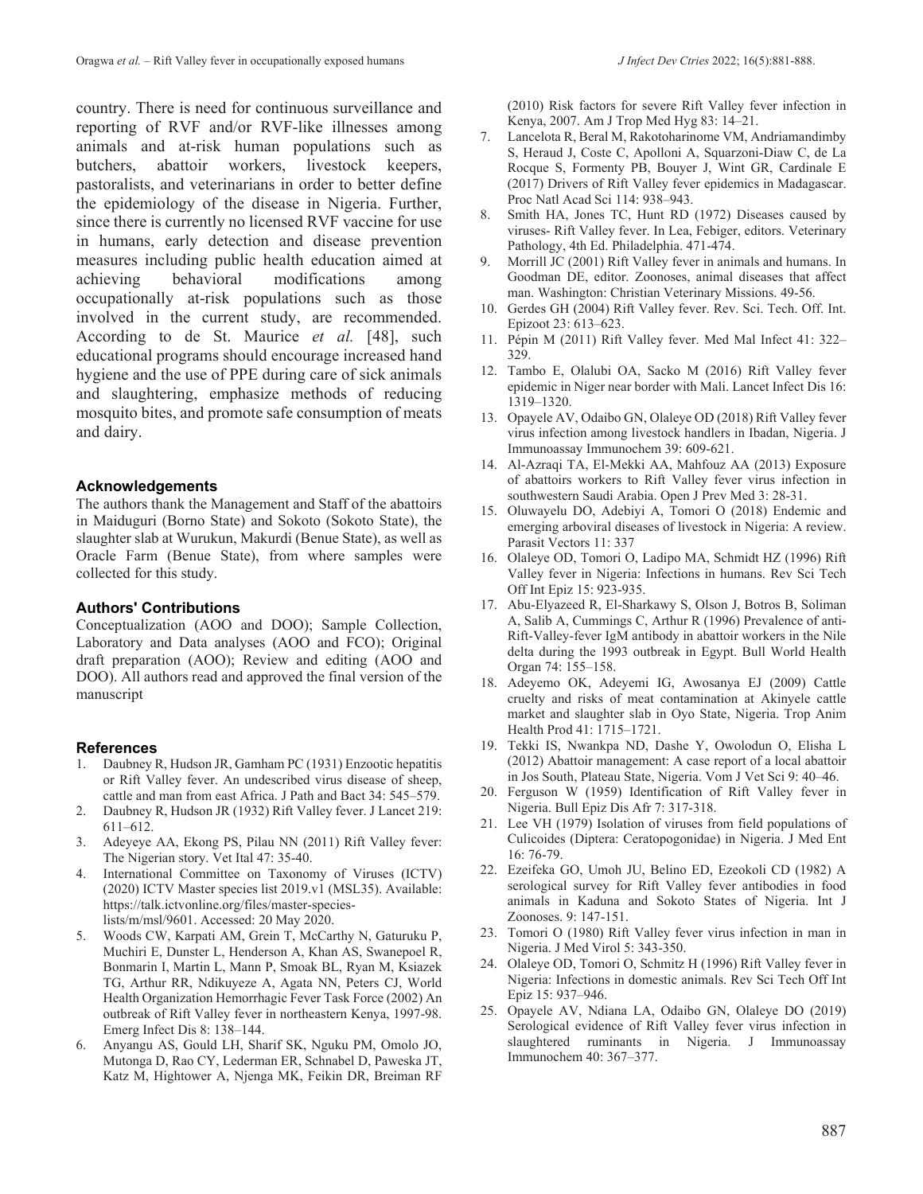country. There is need for continuous surveillance and reporting of RVF and/or RVF-like illnesses among animals and at-risk human populations such as butchers, abattoir workers, livestock keepers, pastoralists, and veterinarians in order to better define the epidemiology of the disease in Nigeria. Further, since there is currently no licensed RVF vaccine for use in humans, early detection and disease prevention measures including public health education aimed at achieving behavioral modifications among occupationally at-risk populations such as those involved in the current study, are recommended. According to de St. Maurice *et al.* [48], such educational programs should encourage increased hand hygiene and the use of PPE during care of sick animals and slaughtering, emphasize methods of reducing mosquito bites, and promote safe consumption of meats and dairy.

## Acknowledgements

The authors thank the Management and Staff of the abattoirs in Maiduguri (Borno State) and Sokoto (Sokoto State), the slaughter slab at Wurukun, Makurdi (Benue State), as well as Oracle Farm (Benue State), from where samples were collected for this study.

## Authors' Contributions

Conceptualization (AOO and DOO); Sample Collection, Laboratory and Data analyses (AOO and FCO); Original draft preparation (AOO); Review and editing (AOO and DOO). All authors read and approved the final version of the manuscript

## References

1. Daubney R, Hudson JR, Gamham PC (1931) Enzootic hepatitis or Rift Valley fever. An undescribed virus disease of sheep, cattle and man from east Africa. J Path and Bact 34: 545–579.
2. Daubney R, Hudson JR (1932) Rift Valley fever. J Lancet 219: 611–612.
3. Adeyeye AA, Ekong PS, Pilau NN (2011) Rift Valley fever: The Nigerian story. Vet Ital 47: 35-40.
4. International Committee on Taxonomy of Viruses (ICTV) (2020) ICTV Master species list 2019.v1 (MSL35). Available: https://talk.ictvonline.org/files/master-species-lists/m/msl/9601. Accessed: 20 May 2020.
5. Woods CW, Karpati AM, Grein T, McCarthy N, Gaturuku P, Muchiri E, Dunster L, Henderson A, Khan AS, Swanepoel R, Bonmarin I, Martin L, Mann P, Smoak BL, Ryan M, Ksiazek TG, Arthur RR, Ndikuyeze A, Agata NN, Peters CJ, World Health Organization Hemorrhagic Fever Task Force (2002) An outbreak of Rift Valley fever in northeastern Kenya, 1997-98. Emerg Infect Dis 8: 138–144.
6. Anyangu AS, Gould LH, Sharif SK, Nguku PM, Omolo JO, Mutonga D, Rao CY, Lederman ER, Schnabel D, Paweska JT, Katz M, Hightower A, Njenga MK, Feikin DR, Breiman RF (2010) Risk factors for severe Rift Valley fever infection in Kenya, 2007. Am J Trop Med Hyg 83: 14–21.
7. Lancelota R, Beral M, Rakotoharinome VM, Andriamandimby S, Heraud J, Coste C, Apolloni A, Squarzoni-Diaw C, de La Rocque S, Formenty PB, Bouyer J, Wint GR, Cardinale E (2017) Drivers of Rift Valley fever epidemics in Madagascar. Proc Natl Acad Sci 114: 938–943.
8. Smith HA, Jones TC, Hunt RD (1972) Diseases caused by viruses- Rift Valley fever. In Lea, Febiger, editors. Veterinary Pathology, 4th Ed. Philadelphia. 471-474.
9. Morrill JC (2001) Rift Valley fever in animals and humans. In Goodman DE, editor. Zoonoses, animal diseases that affect man. Washington: Christian Veterinary Missions. 49-56.
10. Gerdes GH (2004) Rift Valley fever. Rev. Sci. Tech. Off. Int. Epizoot 23: 613–623.
11. Pépin M (2011) Rift Valley fever. Med Mal Infect 41: 322–329.
12. Tambo E, Olalubi OA, Sacko M (2016) Rift Valley fever epidemic in Niger near border with Mali. Lancet Infect Dis 16: 1319–1320.
13. Opayele AV, Odaibo GN, Olaleye OD (2018) Rift Valley fever virus infection among livestock handlers in Ibadan, Nigeria. J Immunoassay Immunochem 39: 609-621.
14. Al-Azraqi TA, El-Mekki AA, Mahfouz AA (2013) Exposure of abattoirs workers to Rift Valley fever virus infection in southwestern Saudi Arabia. Open J Prev Med 3: 28-31.
15. Oluwayelu DO, Adebiyi A, Tomori O (2018) Endemic and emerging arboviral diseases of livestock in Nigeria: A review. Parasit Vectors 11: 337
16. Olaleye OD, Tomori O, Ladipo MA, Schmidt HZ (1996) Rift Valley fever in Nigeria: Infections in humans. Rev Sci Tech Off Int Epiz 15: 923-935.
17. Abu-Elyazeed R, El-Sharkawy S, Olson J, Botros B, Soliman A, Salib A, Cummings C, Arthur R (1996) Prevalence of anti-Rift-Valley-fever IgM antibody in abattoir workers in the Nile delta during the 1993 outbreak in Egypt. Bull World Health Organ 74: 155–158.
18. Adeyemo OK, Adeyemi IG, Awosanya EJ (2009) Cattle cruelty and risks of meat contamination at Akinyele cattle market and slaughter slab in Oyo State, Nigeria. Trop Anim Health Prod 41: 1715–1721.
19. Tekki IS, Nwankpa ND, Dashe Y, Owolodun O, Elisha L (2012) Abattoir management: A case report of a local abattoir in Jos South, Plateau State, Nigeria. Vom J Vet Sci 9: 40–46.
20. Ferguson W (1959) Identification of Rift Valley fever in Nigeria. Bull Epiz Dis Afr 7: 317-318.
21. Lee VH (1979) Isolation of viruses from field populations of Culicoides (Diptera: Ceratopogonidae) in Nigeria. J Med Ent 16: 76-79.
22. Ezeifeka GO, Umoh JU, Belino ED, Ezeokoli CD (1982) A serological survey for Rift Valley fever antibodies in food animals in Kaduna and Sokoto States of Nigeria. Int J Zoonoses. 9: 147-151.
23. Tomori O (1980) Rift Valley fever virus infection in man in Nigeria. J Med Virol 5: 343-350.
24. Olaleye OD, Tomori O, Schmitz H (1996) Rift Valley fever in Nigeria: Infections in domestic animals. Rev Sci Tech Off Int Epiz 15: 937–946.
25. Opayele AV, Ndiana LA, Odaibo GN, Olaleye DO (2019) Serological evidence of Rift Valley fever virus infection in slaughtered ruminants in Nigeria. J Immunoassay Immunochem 40: 367–377.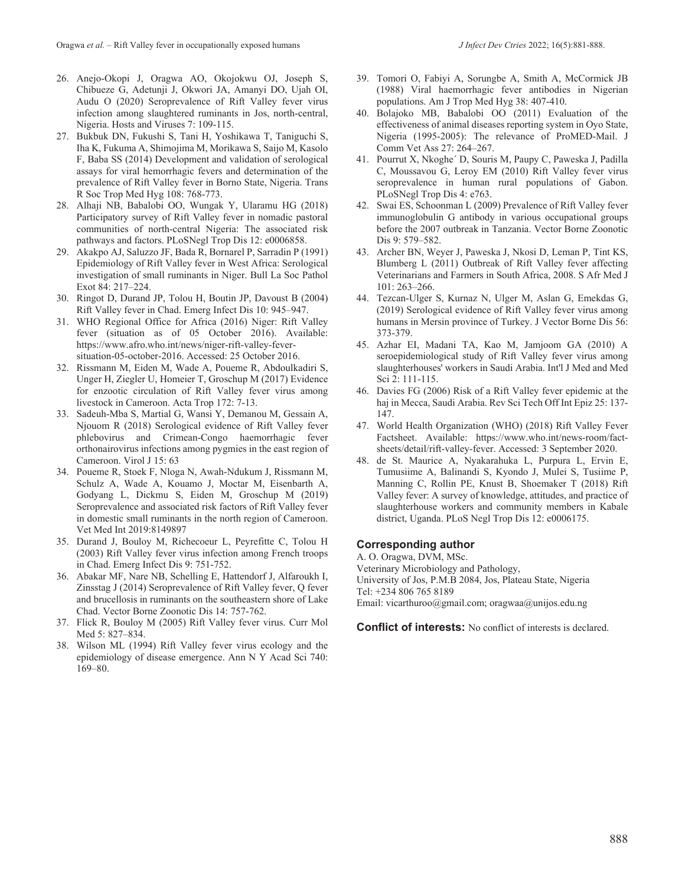26. Anejo-Okopi J, Oragwa AO, Okojokwu OJ, Joseph S, Chibueze G, Adetunji J, Okwori JA, Amanyi DO, Ujah OI, Audu O (2020) Seroprevalence of Rift Valley fever virus infection among slaughtered ruminants in Jos, north-central, Nigeria. Hosts and Viruses 7: 109-115.
27. Bukbuk DN, Fukushi S, Tani H, Yoshikawa T, Taniguchi S, Iha K, Fukuma A, Shimojima M, Morikawa S, Saijo M, Kasolo F, Baba SS (2014) Development and validation of serological assays for viral hemorrhagic fevers and determination of the prevalence of Rift Valley fever in Borno State, Nigeria. Trans R Soc Trop Med Hyg 108: 768-773.
28. Alhaji NB, Babalobi OO, Wungak Y, Ularamu HG (2018) Participatory survey of Rift Valley fever in nomadic pastoral communities of north-central Nigeria: The associated risk pathways and factors. PLoSNegl Trop Dis 12: e0006858.
29. Akakpo AJ, Saluzzo JF, Bada R, Bornarel P, Sarradin P (1991) Epidemiology of Rift Valley fever in West Africa: Serological investigation of small ruminants in Niger. Bull La Soc Pathol Exot 84: 217–224.
30. Ringot D, Durand JP, Tolou H, Boutin JP, Davoust B (2004) Rift Valley fever in Chad. Emerg Infect Dis 10: 945–947.
31. WHO Regional Office for Africa (2016) Niger: Rift Valley fever (situation as of 05 October 2016). Available: https://www.afro.who.int/news/niger-rift-valley-fever-situation-05-october-2016. Accessed: 25 October 2016.
32. Rissmann M, Eiden M, Wade A, Poueme R, Abdoulkadiri S, Unger H, Ziegler U, Homeier T, Groschup M (2017) Evidence for enzootic circulation of Rift Valley fever virus among livestock in Cameroon. Acta Trop 172: 7-13.
33. Sadeuh-Mba S, Martial G, Wansi Y, Demanou M, Gessain A, Njouom R (2018) Serological evidence of Rift Valley fever phlebovirus and Crimean-Congo haemorrhagic fever orthonairovirus infections among pygmies in the east region of Cameroon. Virol J 15: 63
34. Poueme R, Stoek F, Nloga N, Awah-Ndukum J, Rissmann M, Schulz A, Wade A, Kouamo J, Moctar M, Eisenbarth A, Godyang L, Dickmu S, Eiden M, Groschup M (2019) Seroprevalence and associated risk factors of Rift Valley fever in domestic small ruminants in the north region of Cameroon. Vet Med Int 2019:8149897
35. Durand J, Bouloy M, Richecoeur L, Peyrefitte C, Tolou H (2003) Rift Valley fever virus infection among French troops in Chad. Emerg Infect Dis 9: 751-752.
36. Abakar MF, Nare NB, Schelling E, Hattendorf J, Alfaroukh I, Zinsstag J (2014) Seroprevalence of Rift Valley fever, Q fever and brucellosis in ruminants on the southeastern shore of Lake Chad. Vector Borne Zoonotic Dis 14: 757-762.
37. Flick R, Bouloy M (2005) Rift Valley fever virus. Curr Mol Med 5: 827–834.
38. Wilson ML (1994) Rift Valley fever virus ecology and the epidemiology of disease emergence. Ann N Y Acad Sci 740: 169–80.
39. Tomori O, Fabiyi A, Sorungbe A, Smith A, McCormick JB (1988) Viral haemorrhagic fever antibodies in Nigerian populations. Am J Trop Med Hyg 38: 407-410.
40. Bolajoko MB, Babalobi OO (2011) Evaluation of the effectiveness of animal diseases reporting system in Oyo State, Nigeria (1995-2005): The relevance of ProMED-Mail. J Comm Vet Ass 27: 264–267.
41. Pourrut X, Nkoghe´ D, Souris M, Paupy C, Paweska J, Padilla C, Moussavou G, Leroy EM (2010) Rift Valley fever virus seroprevalence in human rural populations of Gabon. PLoSNegl Trop Dis 4: e763.
42. Swai ES, Schoonman L (2009) Prevalence of Rift Valley fever immunoglobulin G antibody in various occupational groups before the 2007 outbreak in Tanzania. Vector Borne Zoonotic Dis 9: 579–582.
43. Archer BN, Weyer J, Paweska J, Nkosi D, Leman P, Tint KS, Blumberg L (2011) Outbreak of Rift Valley fever affecting Veterinarians and Farmers in South Africa, 2008. S Afr Med J 101: 263–266.
44. Tezcan-Ulger S, Kurnaz N, Ulger M, Aslan G, Emekdas G, (2019) Serological evidence of Rift Valley fever virus among humans in Mersin province of Turkey. J Vector Borne Dis 56: 373-379.
45. Azhar EI, Madani TA, Kao M, Jamjoom GA (2010) A seroepidemiological study of Rift Valley fever virus among slaughterhouses' workers in Saudi Arabia. Int'l J Med and Med Sci 2: 111-115.
46. Davies FG (2006) Risk of a Rift Valley fever epidemic at the haj in Mecca, Saudi Arabia. Rev Sci Tech Off Int Epiz 25: 137-147.
47. World Health Organization (WHO) (2018) Rift Valley Fever Factsheet. Available: https://www.who.int/news-room/fact-sheets/detail/rift-valley-fever. Accessed: 3 September 2020.
48. de St. Maurice A, Nyakarahuka L, Purpura L, Ervin E, Tumusiime A, Balinandi S, Kyondo J, Mulei S, Tusiime P, Manning C, Rollin PE, Knust B, Shoemaker T (2018) Rift Valley fever: A survey of knowledge, attitudes, and practice of slaughterhouse workers and community members in Kabale district, Uganda. PLoS Negl Trop Dis 12: e0006175.

## Corresponding author

A. O. Oragwa, DVM, MSc.
Veterinary Microbiology and Pathology,
University of Jos, P.M.B 2084, Jos, Plateau State, Nigeria
Tel: +234 806 765 8189
Email: vicarthuroo@gmail.com; oragwaa@unijos.edu.ng

**Conflict of interests:** No conflict of interests is declared.